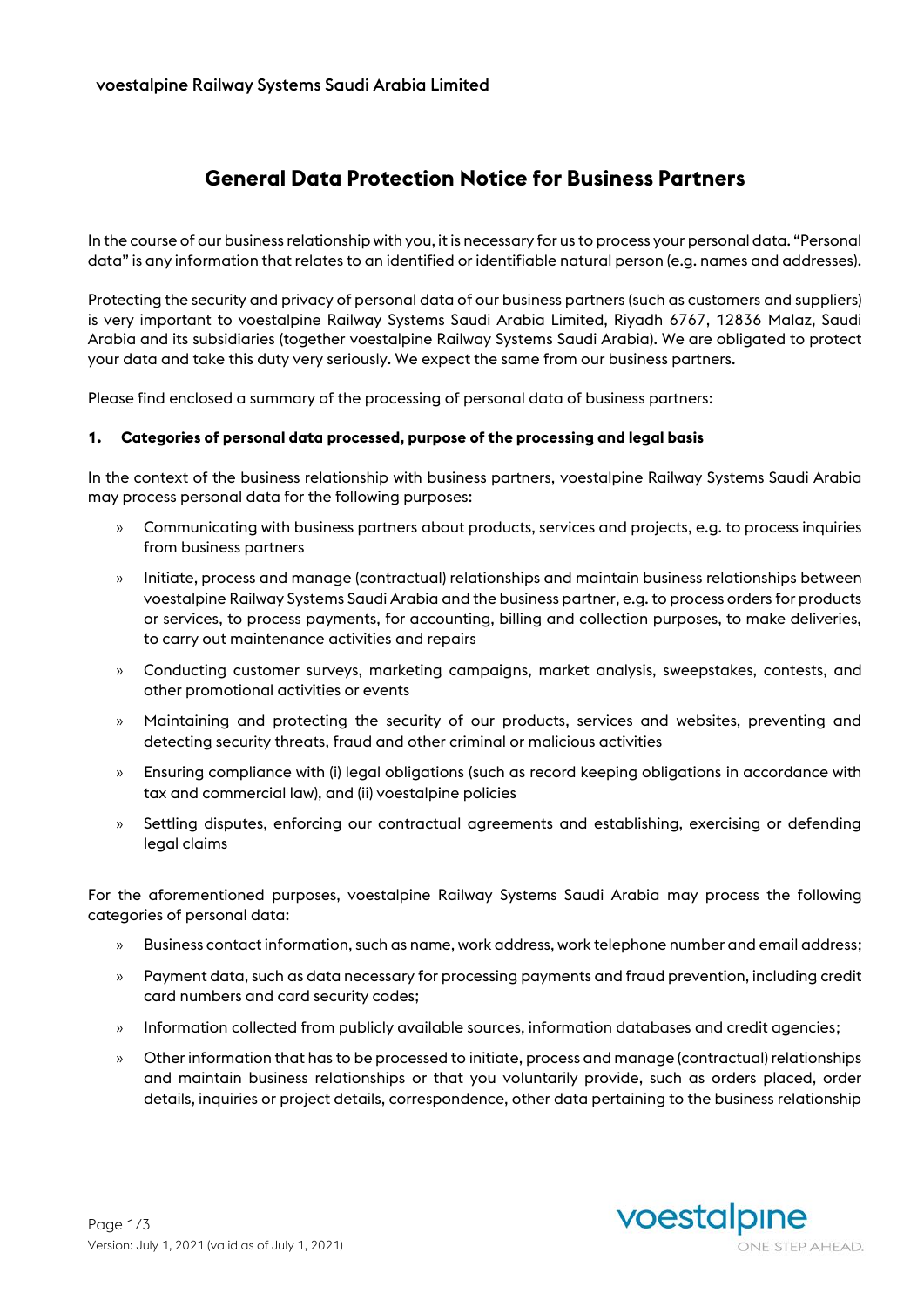voestalpine Railway Systems Saudi Arabia Limited

# General Data Protection Notice for Business Partners

In the course of our business relationship with you, it is necessary for us to process your personal data. "Personal data" is any information that relates to an identified or identifiable natural person (e.g. names and addresses).

Protecting the security and privacy of personal data of our business partners (such as customers and suppliers) is very important to voestalpine Railway Systems Saudi Arabia Limited, Riyadh 6767, 12836 Malaz, Saudi Arabia and its subsidiaries (together voestalpine Railway Systems Saudi Arabia). We are obligated to protect your data and take this duty very seriously. We expect the same from our business partners.

Please find enclosed a summary of the processing of personal data of business partners:

## 1. Categories of personal data processed, purpose of the processing and legal basis

In the context of the business relationship with business partners, voestalpine Railway Systems Saudi Arabia may process personal data for the following purposes:

- Communicating with business partners about products, services and projects, e.g. to process inquiries from business partners
- Initiate, process and manage (contractual) relationships and maintain business relationships between voestalpine Railway Systems Saudi Arabia and the business partner, e.g. to process orders for products or services, to process payments, for accounting, billing and collection purposes, to make deliveries, to carry out maintenance activities and repairs
- Conducting customer surveys, marketing campaigns, market analysis, sweepstakes, contests, and other promotional activities or events
- Maintaining and protecting the security of our products, services and websites, preventing and detecting security threats, fraud and other criminal or malicious activities
- Ensuring compliance with (i) legal obligations (such as record keeping obligations in accordance with tax and commercial law), and (ii) voestalpine policies
- Settling disputes, enforcing our contractual agreements and establishing, exercising or defending legal claims

For the aforementioned purposes, voestalpine Railway Systems Saudi Arabia may process the following categories of personal data:

- Business contact information, such as name, work address, work telephone number and email address;
- Payment data, such as data necessary for processing payments and fraud prevention, including credit card numbers and card security codes;
- Information collected from publicly available sources, information databases and credit agencies;
- Other information that has to be processed to initiate, process and manage (contractual) relationships and maintain business relationships or that you voluntarily provide, such as orders placed, order details, inquiries or project details, correspondence, other data pertaining to the business relationship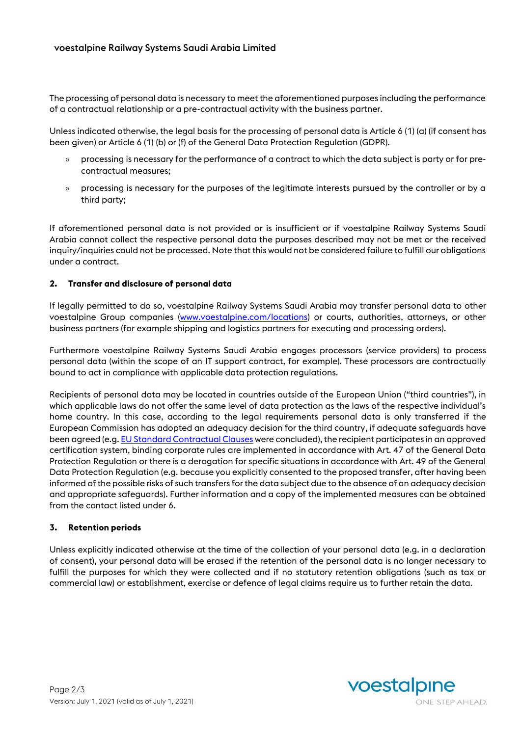The processing of personal data is necessary to meet the aforementioned purposes including the performance of a contractual relationship or a pre-contractual activity with the business partner.

Unless indicated otherwise, the legal basis for the processing of personal data is Article 6 (1) (a) (if consent has been given) or Article 6 (1) (b) or (f) of the General Data Protection Regulation (GDPR).

- processing is necessary for the performance of a contract to which the data subject is party or for pre-contractual measures;
- processing is necessary for the purposes of the legitimate interests pursued by the controller or by a third party;

If aforementioned personal data is not provided or is insufficient or if voestalpine Railway Systems Saudi Arabia cannot collect the respective personal data the purposes described may not be met or the received inquiry/inquiries could not be processed. Note that this would not be considered failure to fulfill our obligations under a contract.

### 2. Transfer and disclosure of personal data

If legally permitted to do so, voestalpine Railway Systems Saudi Arabia may transfer personal data to other voestalpine Group companies (www.voestalpine.com/locations) or courts, authorities, attorneys, or other business partners (for example shipping and logistics partners for executing and processing orders).

Furthermore voestalpine Railway Systems Saudi Arabia engages processors (service providers) to process personal data (within the scope of an IT support contract, for example). These processors are contractually bound to act in compliance with applicable data protection regulations.

Recipients of personal data may be located in countries outside of the European Union ("third countries"), in which applicable laws do not offer the same level of data protection as the laws of the respective individual's home country. In this case, according to the legal requirements personal data is only transferred if the European Commission has adopted an adequacy decision for the third country, if adequate safeguards have been agreed (e.g. EU Standard Contractual Clauses were concluded), the recipient participates in an approved certification system, binding corporate rules are implemented in accordance with Art. 47 of the General Data Protection Regulation or there is a derogation for specific situations in accordance with Art. 49 of the General Data Protection Regulation (e.g. because you explicitly consented to the proposed transfer, after having been informed of the possible risks of such transfers for the data subject due to the absence of an adequacy decision and appropriate safeguards). Further information and a copy of the implemented measures can be obtained from the contact listed under 6.

### 3. Retention periods

Unless explicitly indicated otherwise at the time of the collection of your personal data (e.g. in a declaration of consent), your personal data will be erased if the retention of the personal data is no longer necessary to fulfill the purposes for which they were collected and if no statutory retention obligations (such as tax or commercial law) or establishment, exercise or defence of legal claims require us to further retain the data.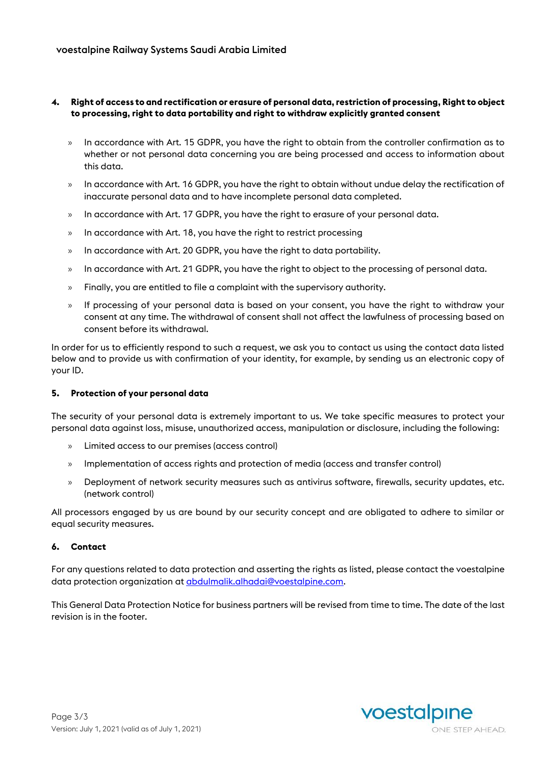## 4. Right of access to and rectification or erasure of personal data, restriction of processing, Right to object to processing, right to data portability and right to withdraw explicitly granted consent

- In accordance with Art. 15 GDPR, you have the right to obtain from the controller confirmation as to whether or not personal data concerning you are being processed and access to information about this data.
- In accordance with Art. 16 GDPR, you have the right to obtain without undue delay the rectification of inaccurate personal data and to have incomplete personal data completed.
- In accordance with Art. 17 GDPR, you have the right to erasure of your personal data.
- In accordance with Art. 18, you have the right to restrict processing
- In accordance with Art. 20 GDPR, you have the right to data portability.
- In accordance with Art. 21 GDPR, you have the right to object to the processing of personal data.
- Finally, you are entitled to file a complaint with the supervisory authority.
- If processing of your personal data is based on your consent, you have the right to withdraw your consent at any time. The withdrawal of consent shall not affect the lawfulness of processing based on consent before its withdrawal.

In order for us to efficiently respond to such a request, we ask you to contact us using the contact data listed below and to provide us with confirmation of your identity, for example, by sending us an electronic copy of your ID.

## 5. Protection of your personal data

The security of your personal data is extremely important to us. We take specific measures to protect your personal data against loss, misuse, unauthorized access, manipulation or disclosure, including the following:

- Limited access to our premises (access control)
- Implementation of access rights and protection of media (access and transfer control)
- Deployment of network security measures such as antivirus software, firewalls, security updates, etc. (network control)

All processors engaged by us are bound by our security concept and are obligated to adhere to similar or equal security measures.

## 6. Contact

For any questions related to data protection and asserting the rights as listed, please contact the voestalpine data protection organization at abdulmalik.alhadai@voestalpine.com.

This General Data Protection Notice for business partners will be revised from time to time. The date of the last revision is in the footer.

Version: July 1, 2021 (valid as of July 1, 2021)